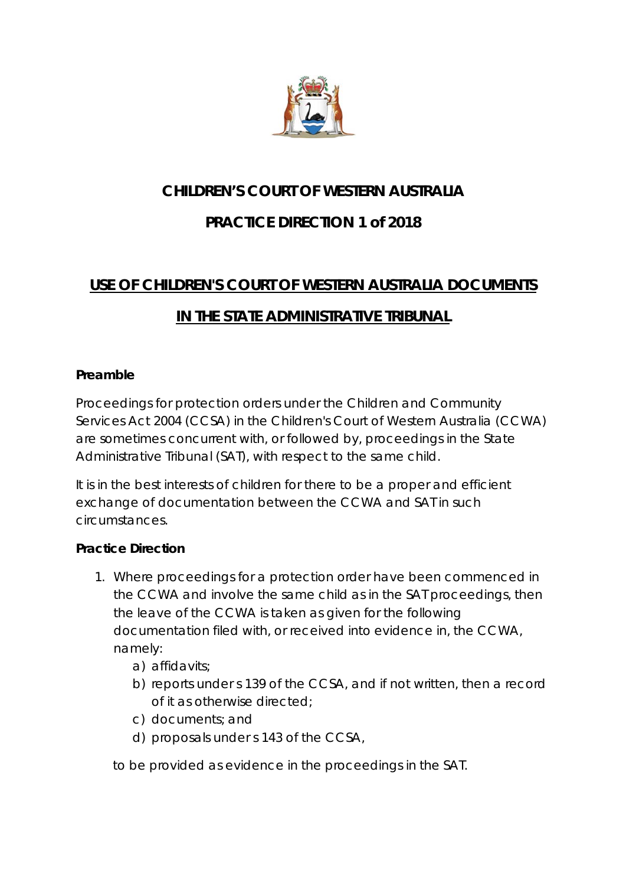# CHILDREN'S COURT OF WESTERN AUSTRALIA

# PRACTICE DIRECTION 1 of 2018

## USE OF CHILDREN'S COURT OF WESTERN AUSTRALIA DOCUMENTS IN THE STATE ADMINISTRATIVE TRIBUNAL

**Preamble**

Proceedings for protection orders under the Children and Community Services Act 2004 (CCSA) in the Children's Court of Western Australia (CCWA) are sometimes concurrent with, or followed by, proceedings in the State Administrative Tribunal (SAT), with respect to the same child.

It is in the best interests of children for there to be a proper and efficient exchange of documentation between the CCWA and SAT in such circumstances.

**Practice Direction**

1. Where proceedings for a protection order have been commenced in the CCWA and involve the same child as in the SAT proceedings, then the leave of the CCWA is taken as given for the following documentation filed with, or received into evidence in, the CCWA, namely:
   a) affidavits;
   b) reports under s 139 of the CCSA, and if not written, then a record of it as otherwise directed;
   c) documents; and
   d) proposals under s 143 of the CCSA,

   to be provided as evidence in the proceedings in the SAT.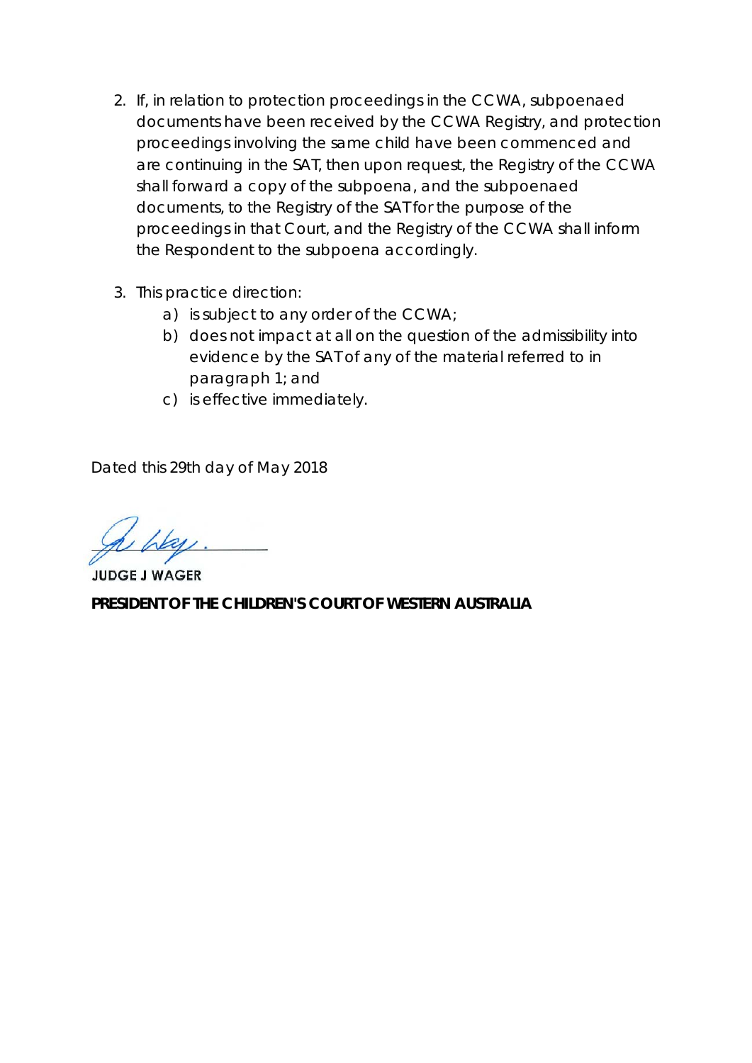2. If, in relation to protection proceedings in the CCWA, subpoenaed documents have been received by the CCWA Registry, and protection proceedings involving the same child have been commenced and are continuing in the SAT, then upon request, the Registry of the CCWA shall forward a copy of the subpoena, and the subpoenaed documents, to the Registry of the SAT for the purpose of the proceedings in that Court, and the Registry of the CCWA shall inform the Respondent to the subpoena accordingly.

3. This practice direction:
   a) is subject to any order of the CCWA;
   b) does not impact at all on the question of the admissibility into evidence by the SAT of any of the material referred to in paragraph 1; and
   c) is effective immediately.

Dated this 29th day of May 2018

**JUDGE J WAGER**

**PRESIDENT OF THE CHILDREN'S COURT OF WESTERN AUSTRALIA**